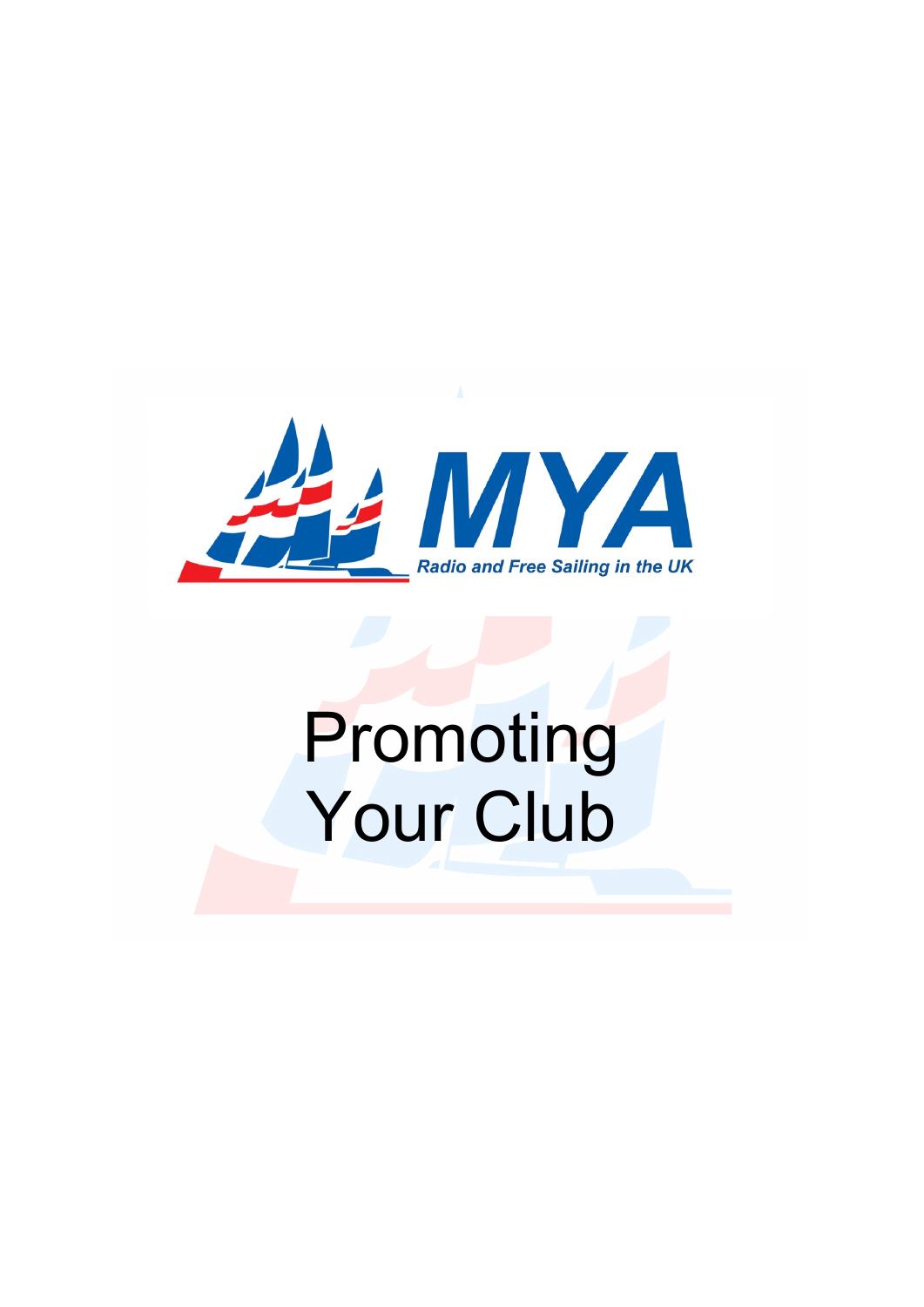MYA

Radio and Free Sailing in the UK

# Promoting Your Club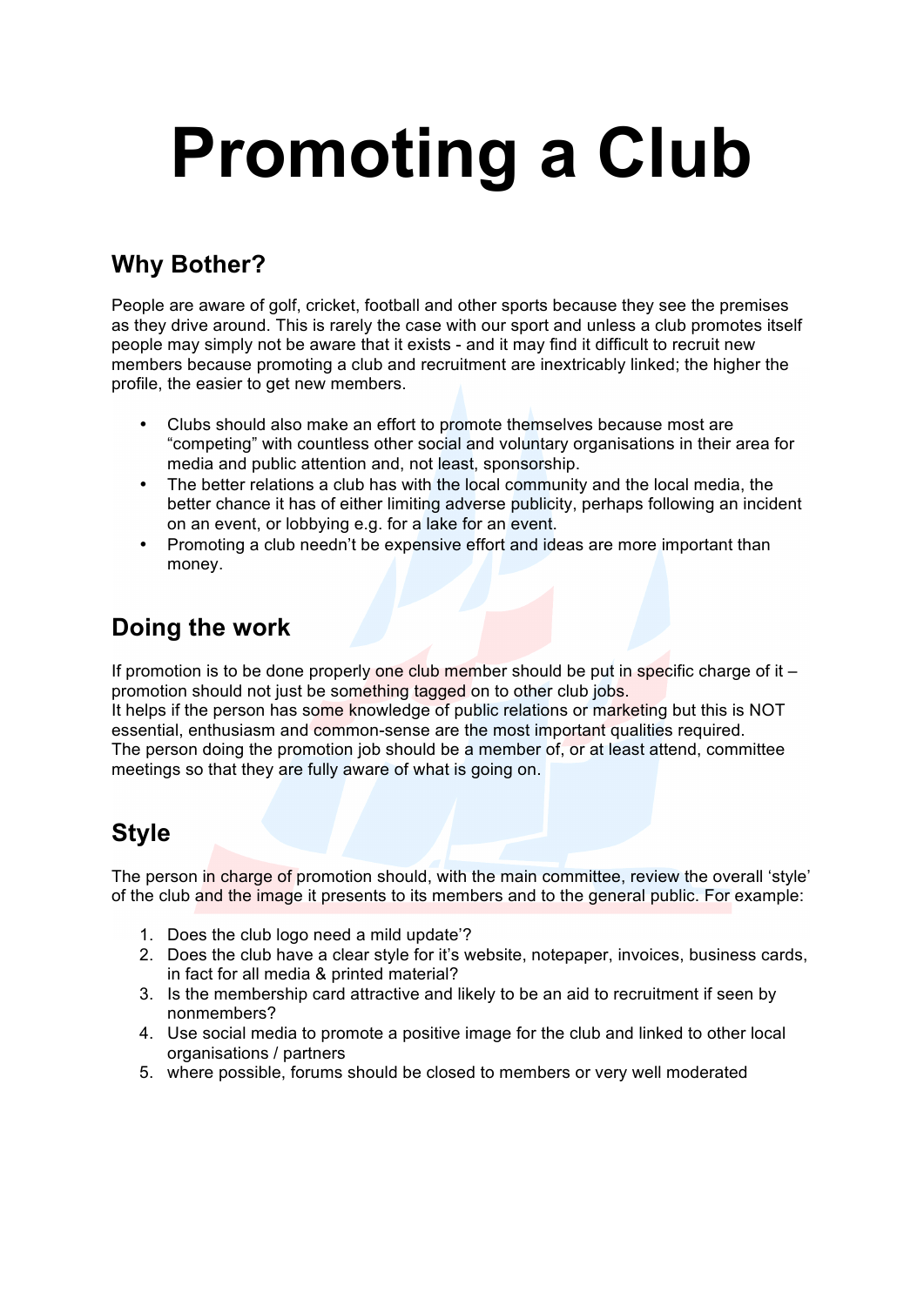# Promoting a Club

## Why Bother?

People are aware of golf, cricket, football and other sports because they see the premises as they drive around. This is rarely the case with our sport and unless a club promotes itself people may simply not be aware that it exists - and it may find it difficult to recruit new members because promoting a club and recruitment are inextricably linked; the higher the profile, the easier to get new members.

- Clubs should also make an effort to promote themselves because most are "competing" with countless other social and voluntary organisations in their area for media and public attention and, not least, sponsorship.
- The better relations a club has with the local community and the local media, the better chance it has of either limiting adverse publicity, perhaps following an incident on an event, or lobbying e.g. for a lake for an event.
- Promoting a club needn't be expensive effort and ideas are more important than money.

## Doing the work

If promotion is to be done properly one club member should be put in specific charge of it – promotion should not just be something tagged on to other club jobs.
It helps if the person has some knowledge of public relations or marketing but this is NOT essential, enthusiasm and common-sense are the most important qualities required.
The person doing the promotion job should be a member of, or at least attend, committee meetings so that they are fully aware of what is going on.

## Style

The person in charge of promotion should, with the main committee, review the overall 'style' of the club and the image it presents to its members and to the general public. For example:

1. Does the club logo need a mild update'?
2. Does the club have a clear style for it's website, notepaper, invoices, business cards, in fact for all media & printed material?
3. Is the membership card attractive and likely to be an aid to recruitment if seen by nonmembers?
4. Use social media to promote a positive image for the club and linked to other local organisations / partners
5. where possible, forums should be closed to members or very well moderated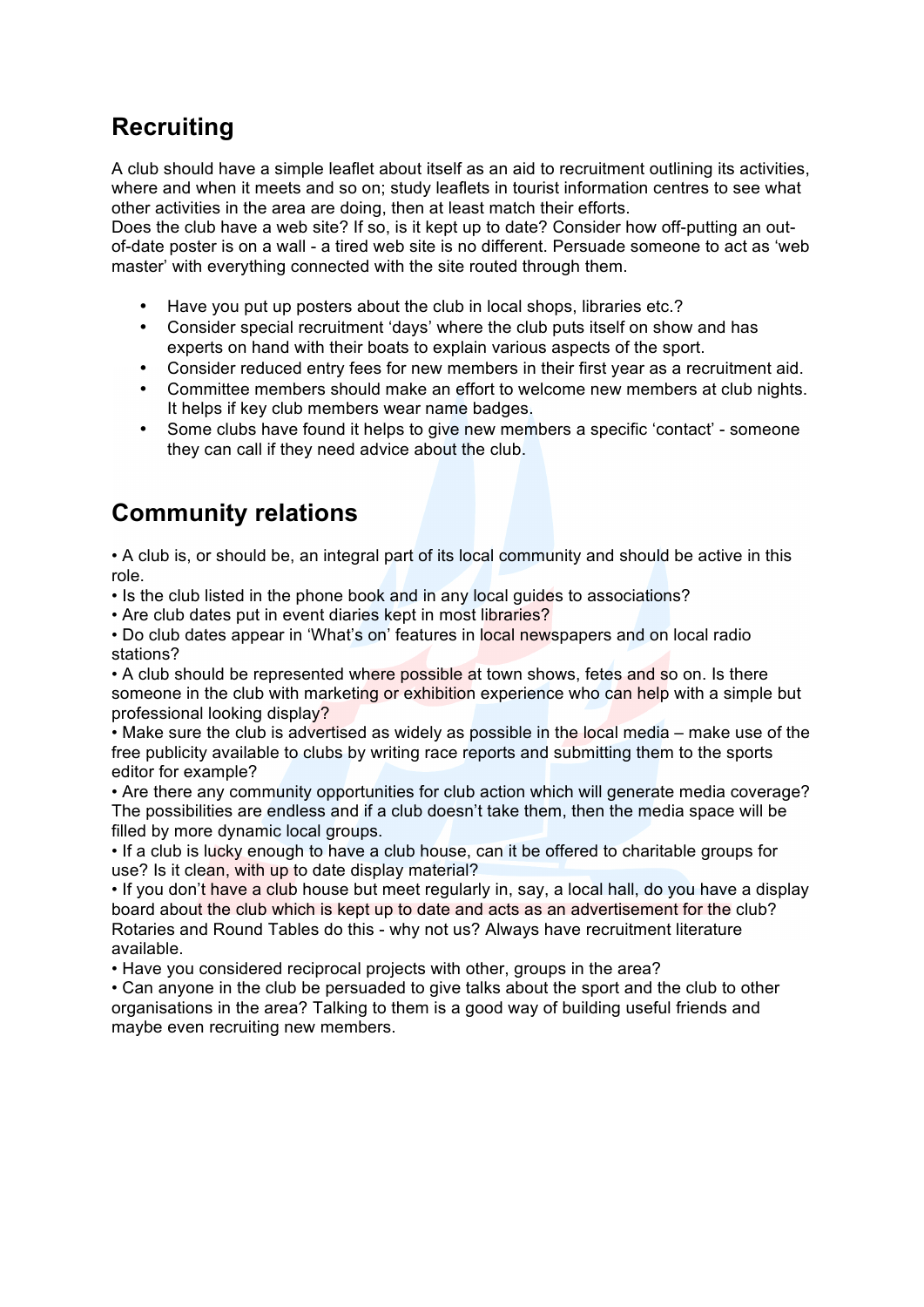## Recruiting

A club should have a simple leaflet about itself as an aid to recruitment outlining its activities, where and when it meets and so on; study leaflets in tourist information centres to see what other activities in the area are doing, then at least match their efforts.
Does the club have a web site? If so, is it kept up to date? Consider how off-putting an out-of-date poster is on a wall - a tired web site is no different. Persuade someone to act as 'web master' with everything connected with the site routed through them.

- Have you put up posters about the club in local shops, libraries etc.?
- Consider special recruitment 'days' where the club puts itself on show and has experts on hand with their boats to explain various aspects of the sport.
- Consider reduced entry fees for new members in their first year as a recruitment aid.
- Committee members should make an effort to welcome new members at club nights. It helps if key club members wear name badges.
- Some clubs have found it helps to give new members a specific 'contact' - someone they can call if they need advice about the club.

## Community relations

- A club is, or should be, an integral part of its local community and should be active in this role.
- Is the club listed in the phone book and in any local guides to associations?
- Are club dates put in event diaries kept in most libraries?
- Do club dates appear in 'What's on' features in local newspapers and on local radio stations?
- A club should be represented where possible at town shows, fetes and so on. Is there someone in the club with marketing or exhibition experience who can help with a simple but professional looking display?
- Make sure the club is advertised as widely as possible in the local media – make use of the free publicity available to clubs by writing race reports and submitting them to the sports editor for example?
- Are there any community opportunities for club action which will generate media coverage? The possibilities are endless and if a club doesn't take them, then the media space will be filled by more dynamic local groups.
- If a club is lucky enough to have a club house, can it be offered to charitable groups for use? Is it clean, with up to date display material?
- If you don't have a club house but meet regularly in, say, a local hall, do you have a display board about the club which is kept up to date and acts as an advertisement for the club? Rotaries and Round Tables do this - why not us? Always have recruitment literature available.
- Have you considered reciprocal projects with other, groups in the area?
- Can anyone in the club be persuaded to give talks about the sport and the club to other organisations in the area? Talking to them is a good way of building useful friends and maybe even recruiting new members.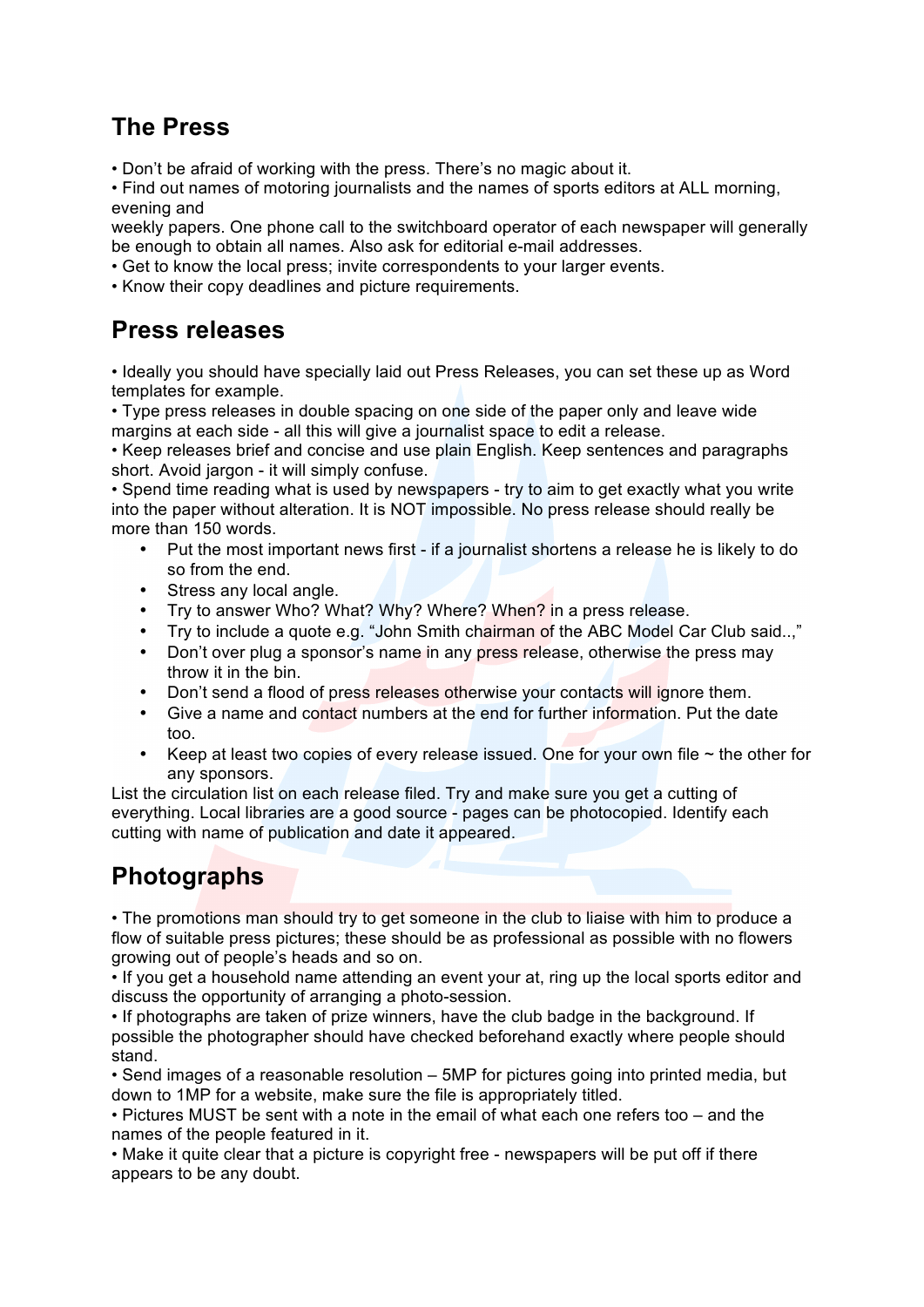## The Press

- Don't be afraid of working with the press. There's no magic about it.
- Find out names of motoring journalists and the names of sports editors at ALL morning, evening and weekly papers. One phone call to the switchboard operator of each newspaper will generally be enough to obtain all names. Also ask for editorial e-mail addresses.
- Get to know the local press; invite correspondents to your larger events.
- Know their copy deadlines and picture requirements.

## Press releases

- Ideally you should have specially laid out Press Releases, you can set these up as Word templates for example.
- Type press releases in double spacing on one side of the paper only and leave wide margins at each side - all this will give a journalist space to edit a release.
- Keep releases brief and concise and use plain English. Keep sentences and paragraphs short. Avoid jargon - it will simply confuse.
- Spend time reading what is used by newspapers - try to aim to get exactly what you write into the paper without alteration. It is NOT impossible. No press release should really be more than 150 words.
    - Put the most important news first - if a journalist shortens a release he is likely to do so from the end.
    - Stress any local angle.
    - Try to answer Who? What? Why? Where? When? in a press release.
    - Try to include a quote e.g. "John Smith chairman of the ABC Model Car Club said..,"
    - Don't over plug a sponsor's name in any press release, otherwise the press may throw it in the bin.
    - Don't send a flood of press releases otherwise your contacts will ignore them.
    - Give a name and contact numbers at the end for further information. Put the date too.
    - Keep at least two copies of every release issued. One for your own file ~ the other for any sponsors.

List the circulation list on each release filed. Try and make sure you get a cutting of everything. Local libraries are a good source - pages can be photocopied. Identify each cutting with name of publication and date it appeared.

## Photographs

- The promotions man should try to get someone in the club to liaise with him to produce a flow of suitable press pictures; these should be as professional as possible with no flowers growing out of people's heads and so on.
- If you get a household name attending an event your at, ring up the local sports editor and discuss the opportunity of arranging a photo-session.
- If photographs are taken of prize winners, have the club badge in the background. If possible the photographer should have checked beforehand exactly where people should stand.
- Send images of a reasonable resolution – 5MP for pictures going into printed media, but down to 1MP for a website, make sure the file is appropriately titled.
- Pictures MUST be sent with a note in the email of what each one refers too – and the names of the people featured in it.
- Make it quite clear that a picture is copyright free - newspapers will be put off if there appears to be any doubt.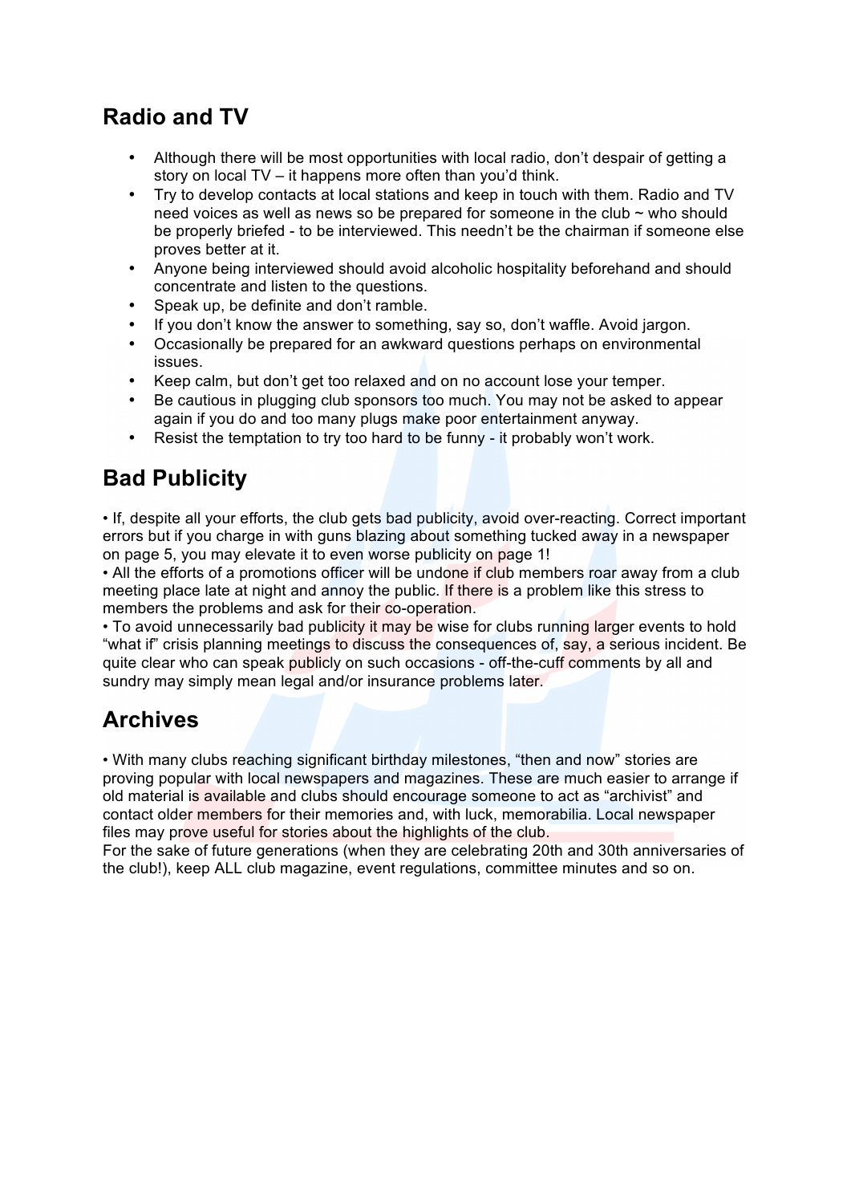## Radio and TV

- Although there will be most opportunities with local radio, don't despair of getting a story on local TV – it happens more often than you'd think.
- Try to develop contacts at local stations and keep in touch with them. Radio and TV need voices as well as news so be prepared for someone in the club ~ who should be properly briefed - to be interviewed. This needn't be the chairman if someone else proves better at it.
- Anyone being interviewed should avoid alcoholic hospitality beforehand and should concentrate and listen to the questions.
- Speak up, be definite and don't ramble.
- If you don't know the answer to something, say so, don't waffle. Avoid jargon.
- Occasionally be prepared for an awkward questions perhaps on environmental issues.
- Keep calm, but don't get too relaxed and on no account lose your temper.
- Be cautious in plugging club sponsors too much. You may not be asked to appear again if you do and too many plugs make poor entertainment anyway.
- Resist the temptation to try too hard to be funny - it probably won't work.

## Bad Publicity

• If, despite all your efforts, the club gets bad publicity, avoid over-reacting. Correct important errors but if you charge in with guns blazing about something tucked away in a newspaper on page 5, you may elevate it to even worse publicity on page 1!
• All the efforts of a promotions officer will be undone if club members roar away from a club meeting place late at night and annoy the public. If there is a problem like this stress to members the problems and ask for their co-operation.
• To avoid unnecessarily bad publicity it may be wise for clubs running larger events to hold "what if" crisis planning meetings to discuss the consequences of, say, a serious incident. Be quite clear who can speak publicly on such occasions - off-the-cuff comments by all and sundry may simply mean legal and/or insurance problems later.

## Archives

• With many clubs reaching significant birthday milestones, "then and now" stories are proving popular with local newspapers and magazines. These are much easier to arrange if old material is available and clubs should encourage someone to act as "archivist" and contact older members for their memories and, with luck, memorabilia. Local newspaper files may prove useful for stories about the highlights of the club.
For the sake of future generations (when they are celebrating 20th and 30th anniversaries of the club!), keep ALL club magazine, event regulations, committee minutes and so on.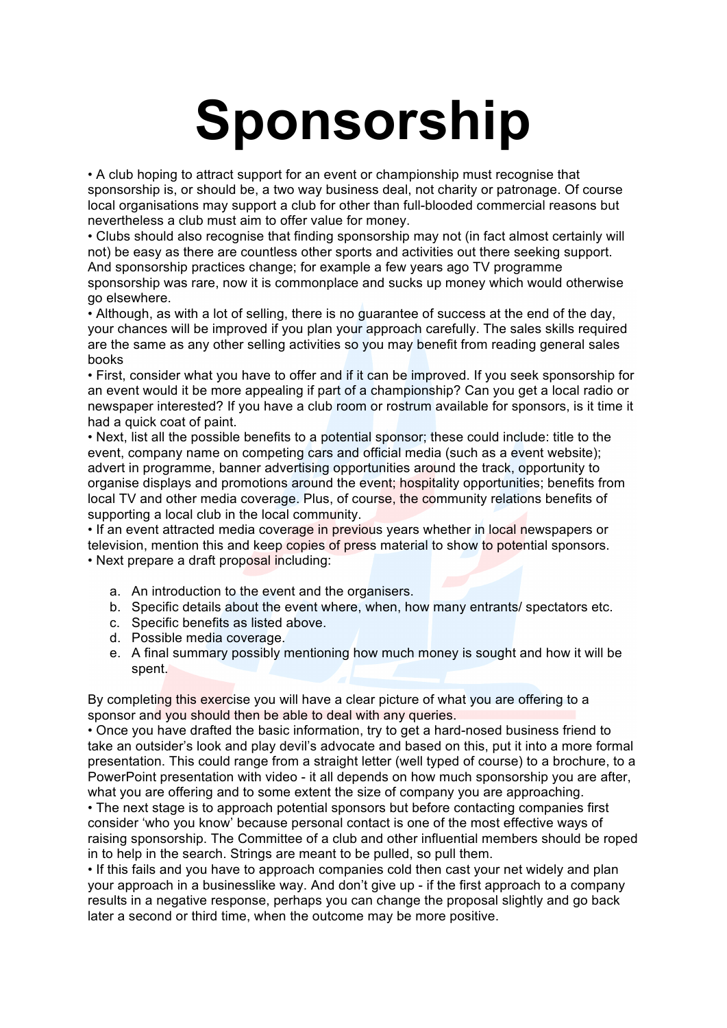# Sponsorship

- A club hoping to attract support for an event or championship must recognise that sponsorship is, or should be, a two way business deal, not charity or patronage. Of course local organisations may support a club for other than full-blooded commercial reasons but nevertheless a club must aim to offer value for money.
- Clubs should also recognise that finding sponsorship may not (in fact almost certainly will not) be easy as there are countless other sports and activities out there seeking support. And sponsorship practices change; for example a few years ago TV programme sponsorship was rare, now it is commonplace and sucks up money which would otherwise go elsewhere.
- Although, as with a lot of selling, there is no guarantee of success at the end of the day, your chances will be improved if you plan your approach carefully. The sales skills required are the same as any other selling activities so you may benefit from reading general sales books
- First, consider what you have to offer and if it can be improved. If you seek sponsorship for an event would it be more appealing if part of a championship? Can you get a local radio or newspaper interested? If you have a club room or rostrum available for sponsors, is it time it had a quick coat of paint.
- Next, list all the possible benefits to a potential sponsor; these could include: title to the event, company name on competing cars and official media (such as a event website); advert in programme, banner advertising opportunities around the track, opportunity to organise displays and promotions around the event; hospitality opportunities; benefits from local TV and other media coverage. Plus, of course, the community relations benefits of supporting a local club in the local community.
- If an event attracted media coverage in previous years whether in local newspapers or television, mention this and keep copies of press material to show to potential sponsors.
- Next prepare a draft proposal including:

  a. An introduction to the event and the organisers.
  b. Specific details about the event where, when, how many entrants/ spectators etc.
  c. Specific benefits as listed above.
  d. Possible media coverage.
  e. A final summary possibly mentioning how much money is sought and how it will be spent.

By completing this exercise you will have a clear picture of what you are offering to a sponsor and you should then be able to deal with any queries.

- Once you have drafted the basic information, try to get a hard-nosed business friend to take an outsider's look and play devil's advocate and based on this, put it into a more formal presentation. This could range from a straight letter (well typed of course) to a brochure, to a PowerPoint presentation with video - it all depends on how much sponsorship you are after, what you are offering and to some extent the size of company you are approaching.
- The next stage is to approach potential sponsors but before contacting companies first consider 'who you know' because personal contact is one of the most effective ways of raising sponsorship. The Committee of a club and other influential members should be roped in to help in the search. Strings are meant to be pulled, so pull them.
- If this fails and you have to approach companies cold then cast your net widely and plan your approach in a businesslike way. And don't give up - if the first approach to a company results in a negative response, perhaps you can change the proposal slightly and go back later a second or third time, when the outcome may be more positive.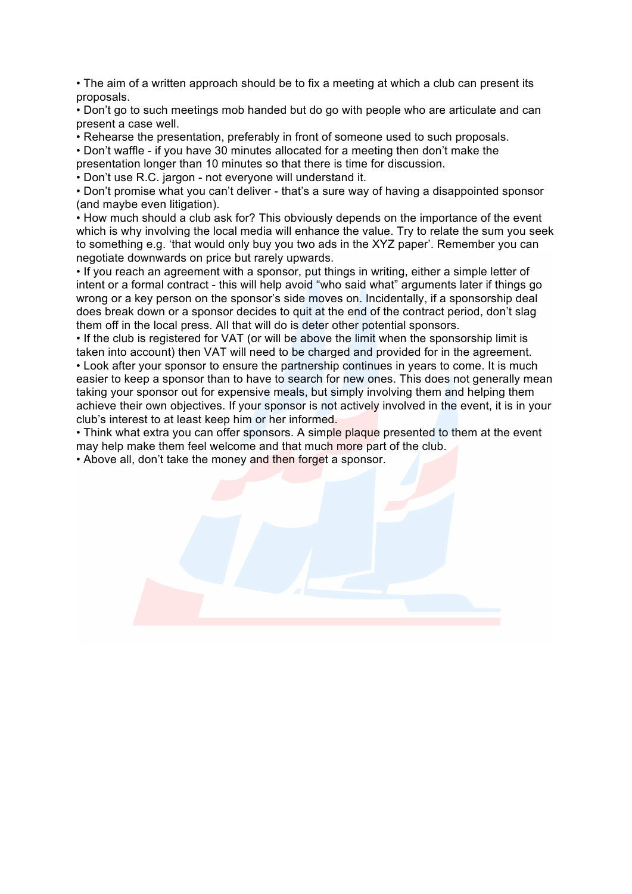- The aim of a written approach should be to fix a meeting at which a club can present its proposals.
- Don't go to such meetings mob handed but do go with people who are articulate and can present a case well.
- Rehearse the presentation, preferably in front of someone used to such proposals.
- Don't waffle - if you have 30 minutes allocated for a meeting then don't make the presentation longer than 10 minutes so that there is time for discussion.
- Don't use R.C. jargon - not everyone will understand it.
- Don't promise what you can't deliver - that's a sure way of having a disappointed sponsor (and maybe even litigation).
- How much should a club ask for? This obviously depends on the importance of the event which is why involving the local media will enhance the value. Try to relate the sum you seek to something e.g. 'that would only buy you two ads in the XYZ paper'. Remember you can negotiate downwards on price but rarely upwards.
- If you reach an agreement with a sponsor, put things in writing, either a simple letter of intent or a formal contract - this will help avoid "who said what" arguments later if things go wrong or a key person on the sponsor's side moves on. Incidentally, if a sponsorship deal does break down or a sponsor decides to quit at the end of the contract period, don't slag them off in the local press. All that will do is deter other potential sponsors.
- If the club is registered for VAT (or will be above the limit when the sponsorship limit is taken into account) then VAT will need to be charged and provided for in the agreement.
- Look after your sponsor to ensure the partnership continues in years to come. It is much easier to keep a sponsor than to have to search for new ones. This does not generally mean taking your sponsor out for expensive meals, but simply involving them and helping them achieve their own objectives. If your sponsor is not actively involved in the event, it is in your club's interest to at least keep him or her informed.
- Think what extra you can offer sponsors. A simple plaque presented to them at the event may help make them feel welcome and that much more part of the club.
- Above all, don't take the money and then forget a sponsor.